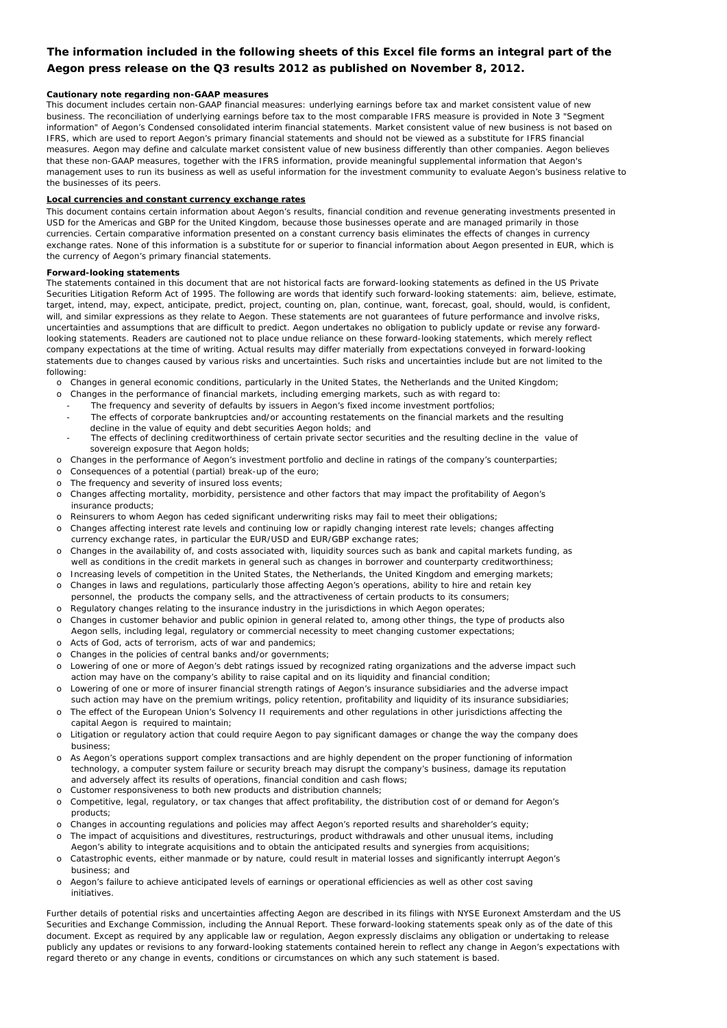**The information included in the following sheets of this Excel file forms an integral part of the Aegon press release on the Q3 results 2012 as published on November 8, 2012.**

**Cautionary note regarding non-GAAP measures**

This document includes certain non-GAAP financial measures: underlying earnings before tax and market consistent value of new business. The reconciliation of underlying earnings before tax to the most comparable IFRS measure is provided in Note 3 "Segment information" of Aegon's Condensed consolidated interim financial statements. Market consistent value of new business is not based on IFRS, which are used to report Aegon's primary financial statements and should not be viewed as a substitute for IFRS financial measures. Aegon may define and calculate market consistent value of new business differently than other companies. Aegon believes that these non-GAAP measures, together with the IFRS information, provide meaningful supplemental information that Aegon's management uses to run its business as well as useful information for the investment community to evaluate Aegon's business relative to the businesses of its peers.

**Local currencies and constant currency exchange rates**

This document contains certain information about Aegon's results, financial condition and revenue generating investments presented in USD for the Americas and GBP for the United Kingdom, because those businesses operate and are managed primarily in those currencies. Certain comparative information presented on a constant currency basis eliminates the effects of changes in currency exchange rates. None of this information is a substitute for or superior to financial information about Aegon presented in EUR, which is the currency of Aegon's primary financial statements.

**Forward-looking statements**

The statements contained in this document that are not historical facts are forward-looking statements as defined in the US Private Securities Litigation Reform Act of 1995. The following are words that identify such forward-looking statements: aim, believe, estimate, target, intend, may, expect, anticipate, predict, project, counting on, plan, continue, want, forecast, goal, should, would, is confident, will, and similar expressions as they relate to Aegon. These statements are not guarantees of future performance and involve risks, uncertainties and assumptions that are difficult to predict. Aegon undertakes no obligation to publicly update or revise any forward-looking statements. Readers are cautioned not to place undue reliance on these forward-looking statements, which merely reflect company expectations at the time of writing. Actual results may differ materially from expectations conveyed in forward-looking statements due to changes caused by various risks and uncertainties. Such risks and uncertainties include but are not limited to the following:

- Changes in general economic conditions, particularly in the United States, the Netherlands and the United Kingdom;
- Changes in the performance of financial markets, including emerging markets, such as with regard to:
  - The frequency and severity of defaults by issuers in Aegon's fixed income investment portfolios;
  - The effects of corporate bankruptcies and/or accounting restatements on the financial markets and the resulting decline in the value of equity and debt securities Aegon holds; and
  - The effects of declining creditworthiness of certain private sector securities and the resulting decline in the value of sovereign exposure that Aegon holds;
- Changes in the performance of Aegon's investment portfolio and decline in ratings of the company's counterparties;
- Consequences of a potential (partial) break-up of the euro;
- The frequency and severity of insured loss events;
- Changes affecting mortality, morbidity, persistence and other factors that may impact the profitability of Aegon's insurance products;
- Reinsurers to whom Aegon has ceded significant underwriting risks may fail to meet their obligations;
- Changes affecting interest rate levels and continuing low or rapidly changing interest rate levels; changes affecting currency exchange rates, in particular the EUR/USD and EUR/GBP exchange rates;
- Changes in the availability of, and costs associated with, liquidity sources such as bank and capital markets funding, as well as conditions in the credit markets in general such as changes in borrower and counterparty creditworthiness;
- Increasing levels of competition in the United States, the Netherlands, the United Kingdom and emerging markets;
- Changes in laws and regulations, particularly those affecting Aegon's operations, ability to hire and retain key personnel, the products the company sells, and the attractiveness of certain products to its consumers;
- Regulatory changes relating to the insurance industry in the jurisdictions in which Aegon operates;
- Changes in customer behavior and public opinion in general related to, among other things, the type of products also Aegon sells, including legal, regulatory or commercial necessity to meet changing customer expectations;
- Acts of God, acts of terrorism, acts of war and pandemics;
- Changes in the policies of central banks and/or governments;
- Lowering of one or more of Aegon's debt ratings issued by recognized rating organizations and the adverse impact such action may have on the company's ability to raise capital and on its liquidity and financial condition;
- Lowering of one or more of insurer financial strength ratings of Aegon's insurance subsidiaries and the adverse impact such action may have on the premium writings, policy retention, profitability and liquidity of its insurance subsidiaries;
- The effect of the European Union's Solvency II requirements and other regulations in other jurisdictions affecting the capital Aegon is required to maintain;
- Litigation or regulatory action that could require Aegon to pay significant damages or change the way the company does business;
- As Aegon's operations support complex transactions and are highly dependent on the proper functioning of information technology, a computer system failure or security breach may disrupt the company's business, damage its reputation and adversely affect its results of operations, financial condition and cash flows;
- Customer responsiveness to both new products and distribution channels;
- Competitive, legal, regulatory, or tax changes that affect profitability, the distribution cost of or demand for Aegon's products;
- Changes in accounting regulations and policies may affect Aegon's reported results and shareholder's equity;
- The impact of acquisitions and divestitures, restructurings, product withdrawals and other unusual items, including Aegon's ability to integrate acquisitions and to obtain the anticipated results and synergies from acquisitions;
- Catastrophic events, either manmade or by nature, could result in material losses and significantly interrupt Aegon's business; and
- Aegon's failure to achieve anticipated levels of earnings or operational efficiencies as well as other cost saving initiatives.

Further details of potential risks and uncertainties affecting Aegon are described in its filings with NYSE Euronext Amsterdam and the US Securities and Exchange Commission, including the Annual Report. These forward-looking statements speak only as of the date of this document. Except as required by any applicable law or regulation, Aegon expressly disclaims any obligation or undertaking to release publicly any updates or revisions to any forward-looking statements contained herein to reflect any change in Aegon's expectations with regard thereto or any change in events, conditions or circumstances on which any such statement is based.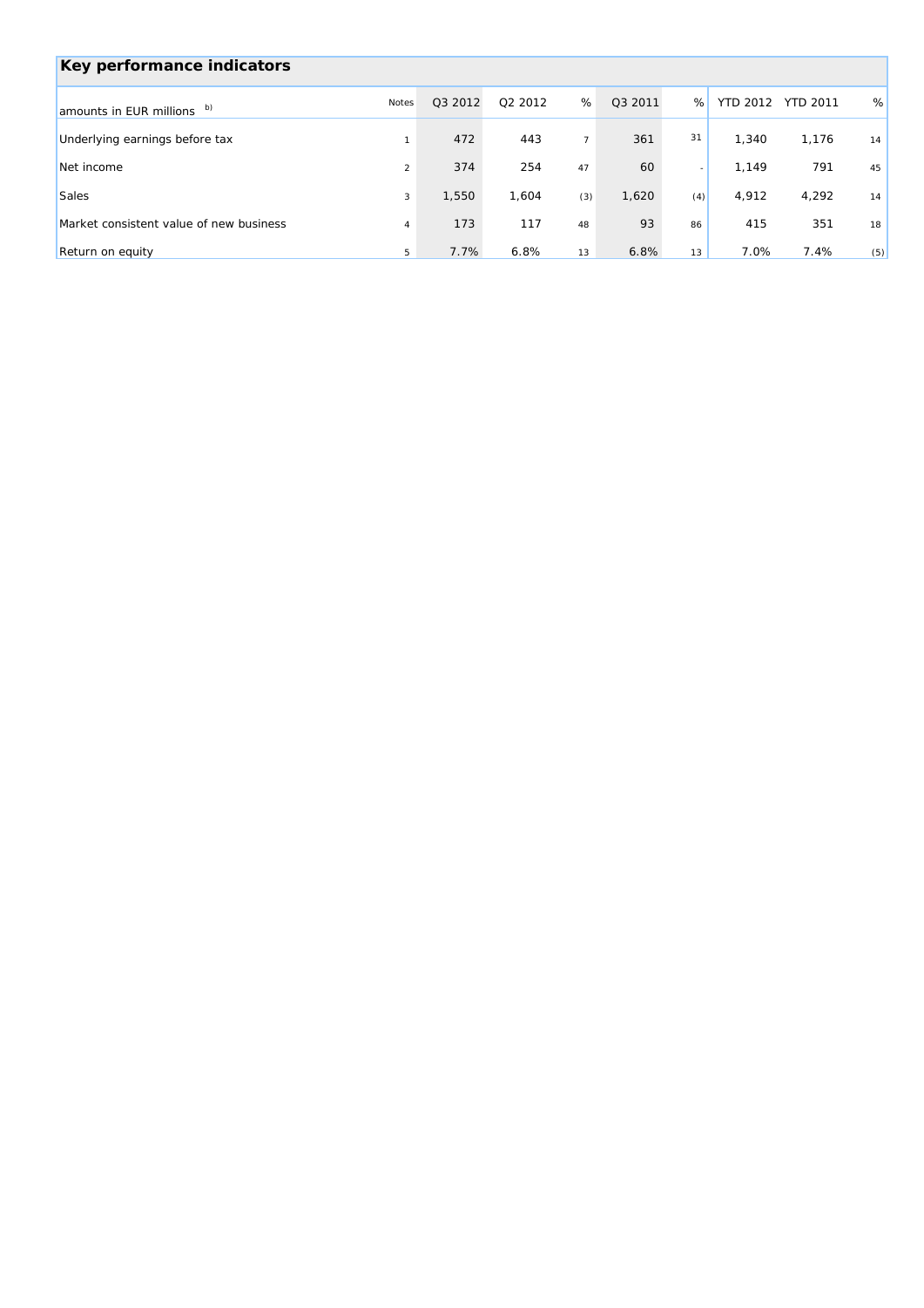## Key performance indicators

| amounts in EUR millions [b)] | Notes | Q3 2012 | Q2 2012 | % | Q3 2011 | % | YTD 2012 | YTD 2011 | % |
|---|---|---|---|---|---|---|---|---|---|
| Underlying earnings before tax | 1 | 472 | 443 | 7 | 361 | 31 | 1,340 | 1,176 | 14 |
| Net income | 2 | 374 | 254 | 47 | 60 | - | 1,149 | 791 | 45 |
| Sales | 3 | 1,550 | 1,604 | (3) | 1,620 | (4) | 4,912 | 4,292 | 14 |
| Market consistent value of new business | 4 | 173 | 117 | 48 | 93 | 86 | 415 | 351 | 18 |
| Return on equity | 5 | 7.7% | 6.8% | 13 | 6.8% | 13 | 7.0% | 7.4% | (5) |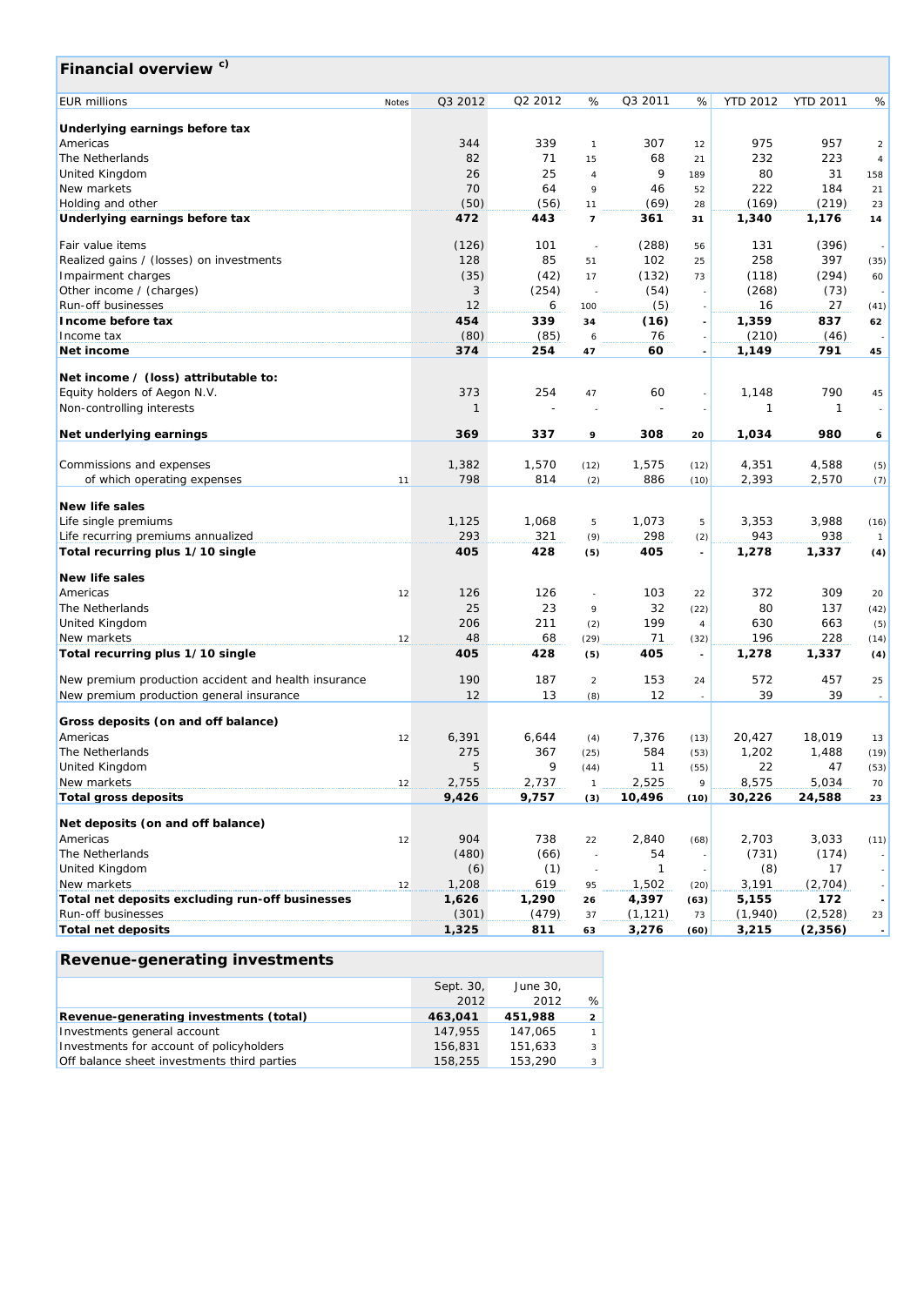## Financial overview [c)]

| EUR millions | Notes | Q3 2012 | Q2 2012 | % | Q3 2011 | % | YTD 2012 | YTD 2011 | % |
|---|---|---|---|---|---|---|---|---|---|
| **Underlying earnings before tax** | | | | | | | | | |
| Americas | | 344 | 339 | 1 | 307 | 12 | 975 | 957 | 2 |
| The Netherlands | | 82 | 71 | 15 | 68 | 21 | 232 | 223 | 4 |
| United Kingdom | | 26 | 25 | 4 | 9 | 189 | 80 | 31 | 158 |
| New markets | | 70 | 64 | 9 | 46 | 52 | 222 | 184 | 21 |
| Holding and other | | (50) | (56) | 11 | (69) | 28 | (169) | (219) | 23 |
| **Underlying earnings before tax** | | **472** | **443** | **7** | **361** | **31** | **1,340** | **1,176** | **14** |
| | | | | | | | | | |
| Fair value items | | (126) | 101 | - | (288) | 56 | 131 | (396) | - |
| Realized gains / (losses) on investments | | 128 | 85 | 51 | 102 | 25 | 258 | 397 | (35) |
| Impairment charges | | (35) | (42) | 17 | (132) | 73 | (118) | (294) | 60 |
| Other income / (charges) | | 3 | (254) | - | (54) | - | (268) | (73) | - |
| Run-off businesses | | 12 | 6 | 100 | (5) | - | 16 | 27 | (41) |
| **Income before tax** | | **454** | **339** | **34** | **(16)** | **-** | **1,359** | **837** | **62** |
| Income tax | | (80) | (85) | 6 | 76 | - | (210) | (46) | - |
| **Net income** | | **374** | **254** | **47** | **60** | **-** | **1,149** | **791** | **45** |
| | | | | | | | | | |
| **Net income / (loss) attributable to:** | | | | | | | | | |
| Equity holders of Aegon N.V. | | 373 | 254 | 47 | 60 | - | 1,148 | 790 | 45 |
| Non-controlling interests | | 1 | - | - | - | - | 1 | 1 | - |
| | | | | | | | | | |
| **Net underlying earnings** | | **369** | **337** | **9** | **308** | **20** | **1,034** | **980** | **6** |
| | | | | | | | | | |
| Commissions and expenses | | 1,382 | 1,570 | (12) | 1,575 | (12) | 4,351 | 4,588 | (5) |
| of which operating expenses | 11 | 798 | 814 | (2) | 886 | (10) | 2,393 | 2,570 | (7) |
| | | | | | | | | | |
| **New life sales** | | | | | | | | | |
| Life single premiums | | 1,125 | 1,068 | 5 | 1,073 | 5 | 3,353 | 3,988 | (16) |
| Life recurring premiums annualized | | 293 | 321 | (9) | 298 | (2) | 943 | 938 | 1 |
| **Total recurring plus 1/10 single** | | **405** | **428** | **(5)** | **405** | **-** | **1,278** | **1,337** | **(4)** |
| | | | | | | | | | |
| **New life sales** | | | | | | | | | |
| Americas | 12 | 126 | 126 | - | 103 | 22 | 372 | 309 | 20 |
| The Netherlands | | 25 | 23 | 9 | 32 | (22) | 80 | 137 | (42) |
| United Kingdom | | 206 | 211 | (2) | 199 | 4 | 630 | 663 | (5) |
| New markets | 12 | 48 | 68 | (29) | 71 | (32) | 196 | 228 | (14) |
| **Total recurring plus 1/10 single** | | **405** | **428** | **(5)** | **405** | **-** | **1,278** | **1,337** | **(4)** |
| | | | | | | | | | |
| New premium production accident and health insurance | | 190 | 187 | 2 | 153 | 24 | 572 | 457 | 25 |
| New premium production general insurance | | 12 | 13 | (8) | 12 | - | 39 | 39 | - |
| | | | | | | | | | |
| **Gross deposits (on and off balance)** | | | | | | | | | |
| Americas | 12 | 6,391 | 6,644 | (4) | 7,376 | (13) | 20,427 | 18,019 | 13 |
| The Netherlands | | 275 | 367 | (25) | 584 | (53) | 1,202 | 1,488 | (19) |
| United Kingdom | | 5 | 9 | (44) | 11 | (55) | 22 | 47 | (53) |
| New markets | 12 | 2,755 | 2,737 | 1 | 2,525 | 9 | 8,575 | 5,034 | 70 |
| **Total gross deposits** | | **9,426** | **9,757** | **(3)** | **10,496** | **(10)** | **30,226** | **24,588** | **23** |
| | | | | | | | | | |
| **Net deposits (on and off balance)** | | | | | | | | | |
| Americas | 12 | 904 | 738 | 22 | 2,840 | (68) | 2,703 | 3,033 | (11) |
| The Netherlands | | (480) | (66) | - | 54 | - | (731) | (174) | - |
| United Kingdom | | (6) | (1) | - | 1 | - | (8) | 17 | - |
| New markets | 12 | 1,208 | 619 | 95 | 1,502 | (20) | 3,191 | (2,704) | - |
| **Total net deposits excluding run-off businesses** | | **1,626** | **1,290** | **26** | **4,397** | **(63)** | **5,155** | **172** | **-** |
| Run-off businesses | | (301) | (479) | 37 | (1,121) | 73 | (1,940) | (2,528) | 23 |
| **Total net deposits** | | **1,325** | **811** | **63** | **3,276** | **(60)** | **3,215** | **(2,356)** | **-** |

## Revenue-generating investments

| | Sept. 30, 2012 | June 30, 2012 | % |
|---|---|---|---|
| **Revenue-generating investments (total)** | **463,041** | **451,988** | **2** |
| Investments general account | 147,955 | 147,065 | 1 |
| Investments for account of policyholders | 156,831 | 151,633 | 3 |
| Off balance sheet investments third parties | 158,255 | 153,290 | 3 |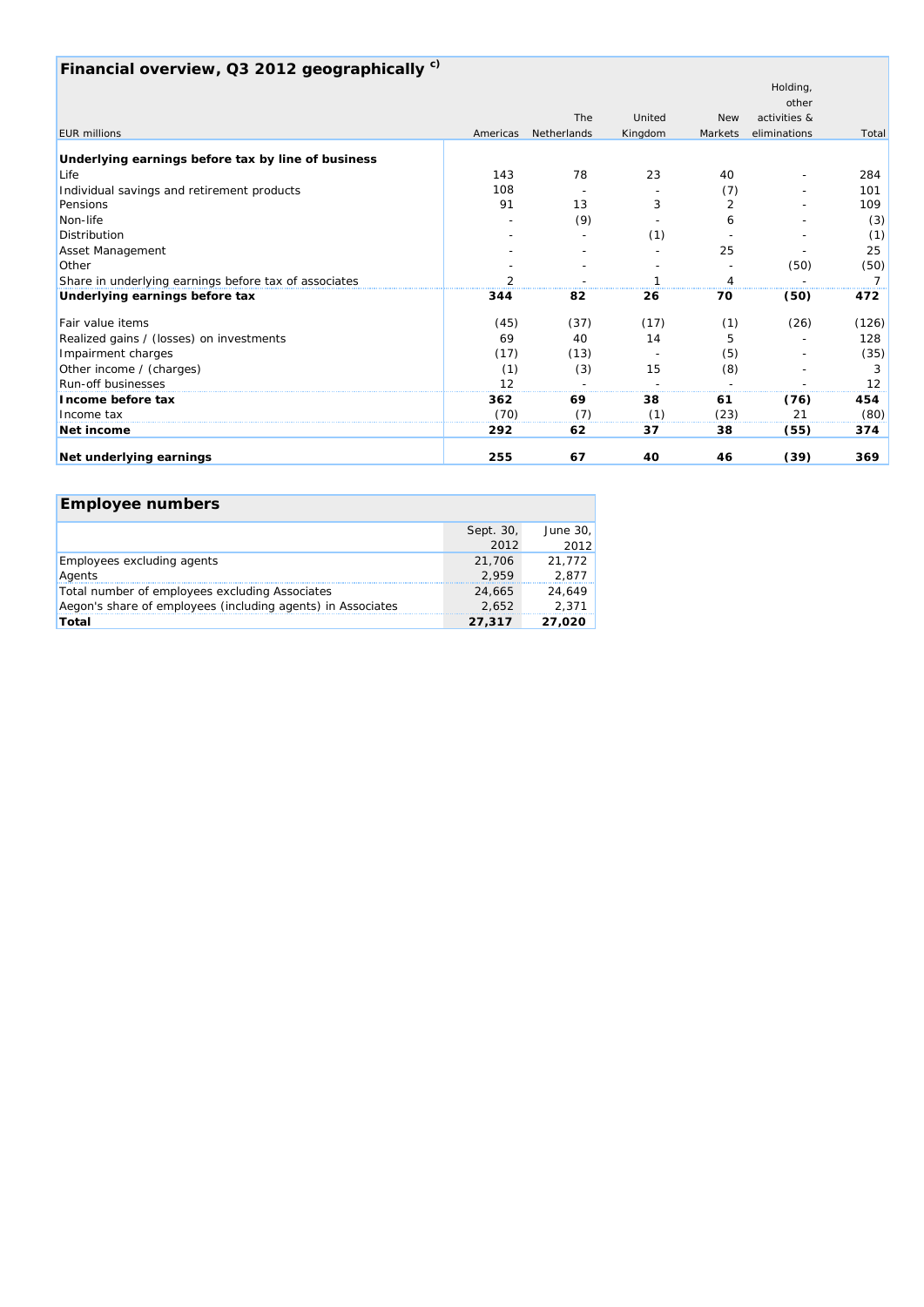## Financial overview, Q3 2012 geographically [c)]

| EUR millions | Americas | The Netherlands | United Kingdom | New Markets | Holding, other activities & eliminations | Total |
|---|---|---|---|---|---|---|
| **Underlying earnings before tax by line of business** | | | | | | |
| Life | 143 | 78 | 23 | 40 | - | 284 |
| Individual savings and retirement products | 108 | - | - | (7) | - | 101 |
| Pensions | 91 | 13 | 3 | 2 | - | 109 |
| Non-life | - | (9) | - | 6 | - | (3) |
| Distribution | - | - | (1) | - | - | (1) |
| Asset Management | - | - | - | 25 | - | 25 |
| Other | - | - | - | - | (50) | (50) |
| Share in underlying earnings before tax of associates | 2 | - | 1 | 4 | - | 7 |
| **Underlying earnings before tax** | **344** | **82** | **26** | **70** | **(50)** | **472** |
| Fair value items | (45) | (37) | (17) | (1) | (26) | (126) |
| Realized gains / (losses) on investments | 69 | 40 | 14 | 5 | - | 128 |
| Impairment charges | (17) | (13) | - | (5) | - | (35) |
| Other income / (charges) | (1) | (3) | 15 | (8) | - | 3 |
| Run-off businesses | 12 | - | - | - | - | 12 |
| **Income before tax** | **362** | **69** | **38** | **61** | **(76)** | **454** |
| Income tax | (70) | (7) | (1) | (23) | 21 | (80) |
| **Net income** | **292** | **62** | **37** | **38** | **(55)** | **374** |
| **Net underlying earnings** | **255** | **67** | **40** | **46** | **(39)** | **369** |

## Employee numbers

| | Sept. 30, 2012 | June 30, 2012 |
|---|---|---|
| Employees excluding agents | 21,706 | 21,772 |
| Agents | 2,959 | 2,877 |
| Total number of employees excluding Associates | 24,665 | 24,649 |
| Aegon's share of employees (including agents) in Associates | 2,652 | 2,371 |
| **Total** | **27,317** | **27,020** |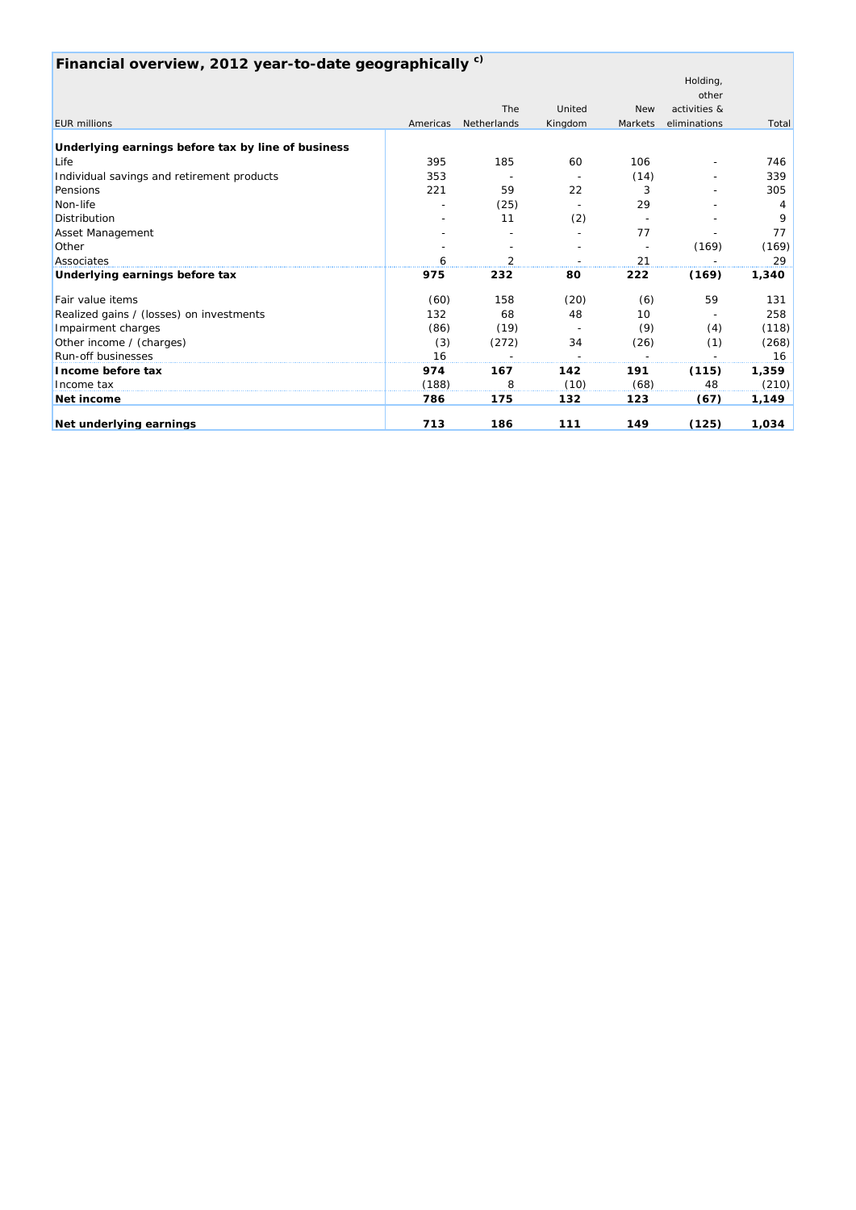## Financial overview, 2012 year-to-date geographically [c)]

| EUR millions | Americas | The Netherlands | United Kingdom | New Markets | Holding, other activities & eliminations | Total |
|---|---|---|---|---|---|---|
| **Underlying earnings before tax by line of business** | | | | | | |
| Life | 395 | 185 | 60 | 106 | - | 746 |
| Individual savings and retirement products | 353 | - | - | (14) | - | 339 |
| Pensions | 221 | 59 | 22 | 3 | - | 305 |
| Non-life | - | (25) | - | 29 | - | 4 |
| Distribution | - | 11 | (2) | - | - | 9 |
| Asset Management | - | - | - | 77 | - | 77 |
| Other | - | - | - | - | (169) | (169) |
| Associates | 6 | 2 | - | 21 | - | 29 |
| **Underlying earnings before tax** | **975** | **232** | **80** | **222** | **(169)** | **1,340** |
| Fair value items | (60) | 158 | (20) | (6) | 59 | 131 |
| Realized gains / (losses) on investments | 132 | 68 | 48 | 10 | - | 258 |
| Impairment charges | (86) | (19) | - | (9) | (4) | (118) |
| Other income / (charges) | (3) | (272) | 34 | (26) | (1) | (268) |
| Run-off businesses | 16 | - | - | - | - | 16 |
| **Income before tax** | **974** | **167** | **142** | **191** | **(115)** | **1,359** |
| Income tax | (188) | 8 | (10) | (68) | 48 | (210) |
| **Net income** | **786** | **175** | **132** | **123** | **(67)** | **1,149** |
| **Net underlying earnings** | **713** | **186** | **111** | **149** | **(125)** | **1,034** |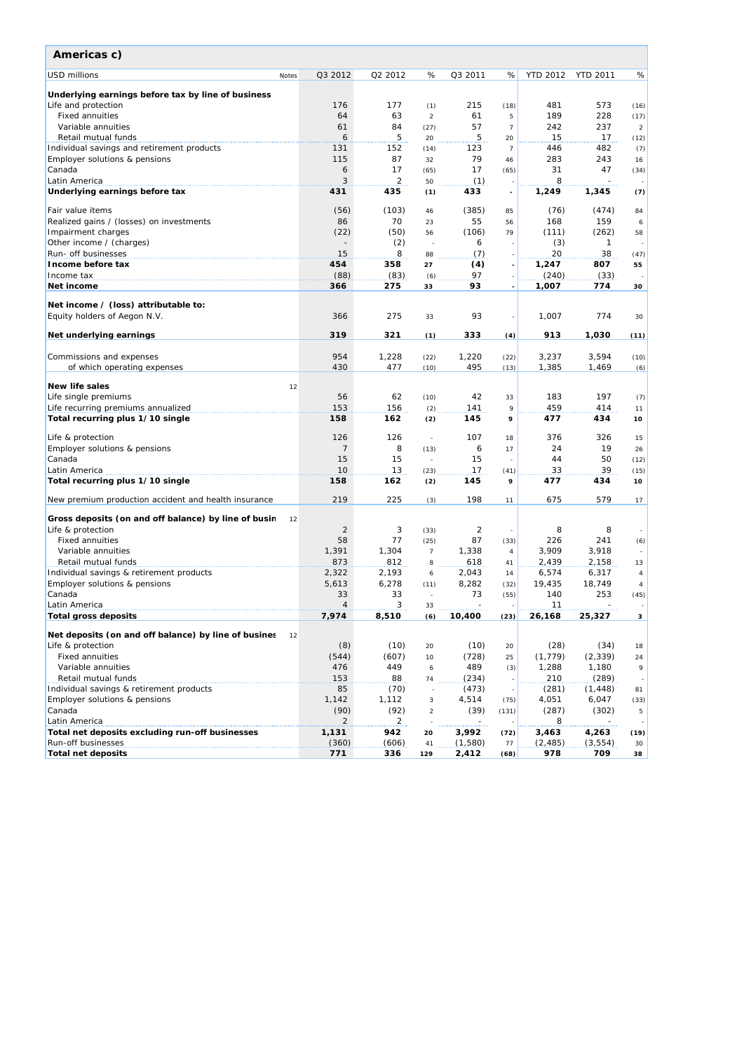## Americas c)

| USD millions | Notes | Q3 2012 | Q2 2012 | % | Q3 2011 | % | YTD 2012 | YTD 2011 | % |
|---|---|---|---|---|---|---|---|---|---|
| **Underlying earnings before tax by line of business** | | | | | | | | | |
| Life and protection | | 176 | 177 | (1) | 215 | (18) | 481 | 573 | (16) |
| Fixed annuities | | 64 | 63 | 2 | 61 | 5 | 189 | 228 | (17) |
| Variable annuities | | 61 | 84 | (27) | 57 | 7 | 242 | 237 | 2 |
| Retail mutual funds | | 6 | 5 | 20 | 5 | 20 | 15 | 17 | (12) |
| Individual savings and retirement products | | 131 | 152 | (14) | 123 | 7 | 446 | 482 | (7) |
| Employer solutions & pensions | | 115 | 87 | 32 | 79 | 46 | 283 | 243 | 16 |
| Canada | | 6 | 17 | (65) | 17 | (65) | 31 | 47 | (34) |
| Latin America | | 3 | 2 | 50 | (1) | - | 8 | - | - |
| **Underlying earnings before tax** | | **431** | **435** | **(1)** | **433** | **-** | **1,249** | **1,345** | **(7)** |
| Fair value items | | (56) | (103) | 46 | (385) | 85 | (76) | (474) | 84 |
| Realized gains / (losses) on investments | | 86 | 70 | 23 | 55 | 56 | 168 | 159 | 6 |
| Impairment charges | | (22) | (50) | 56 | (106) | 79 | (111) | (262) | 58 |
| Other income / (charges) | | - | (2) | - | 6 | - | (3) | 1 | - |
| Run- off businesses | | 15 | 8 | 88 | (7) | - | 20 | 38 | (47) |
| **Income before tax** | | **454** | **358** | **27** | **(4)** | **-** | **1,247** | **807** | **55** |
| Income tax | | (88) | (83) | (6) | 97 | - | (240) | (33) | - |
| **Net income** | | **366** | **275** | **33** | **93** | **-** | **1,007** | **774** | **30** |
| **Net income / (loss) attributable to:** | | | | | | | | | |
| Equity holders of Aegon N.V. | | 366 | 275 | 33 | 93 | - | 1,007 | 774 | 30 |
| **Net underlying earnings** | | **319** | **321** | **(1)** | **333** | **(4)** | **913** | **1,030** | **(11)** |
| Commissions and expenses | | 954 | 1,228 | (22) | 1,220 | (22) | 3,237 | 3,594 | (10) |
| of which operating expenses | | 430 | 477 | (10) | 495 | (13) | 1,385 | 1,469 | (6) |
| **New life sales** | 12 | | | | | | | | |
| Life single premiums | | 56 | 62 | (10) | 42 | 33 | 183 | 197 | (7) |
| Life recurring premiums annualized | | 153 | 156 | (2) | 141 | 9 | 459 | 414 | 11 |
| **Total recurring plus 1/10 single** | | **158** | **162** | **(2)** | **145** | **9** | **477** | **434** | **10** |
| Life & protection | | 126 | 126 | - | 107 | 18 | 376 | 326 | 15 |
| Employer solutions & pensions | | 7 | 8 | (13) | 6 | 17 | 24 | 19 | 26 |
| Canada | | 15 | 15 | - | 15 | - | 44 | 50 | (12) |
| Latin America | | 10 | 13 | (23) | 17 | (41) | 33 | 39 | (15) |
| **Total recurring plus 1/10 single** | | **158** | **162** | **(2)** | **145** | **9** | **477** | **434** | **10** |
| New premium production accident and health insurance | | 219 | 225 | (3) | 198 | 11 | 675 | 579 | 17 |
| **Gross deposits (on and off balance) by line of busin** | 12 | | | | | | | | |
| Life & protection | | 2 | 3 | (33) | 2 | - | 8 | 8 | - |
| Fixed annuities | | 58 | 77 | (25) | 87 | (33) | 226 | 241 | (6) |
| Variable annuities | | 1,391 | 1,304 | 7 | 1,338 | 4 | 3,909 | 3,918 | - |
| Retail mutual funds | | 873 | 812 | 8 | 618 | 41 | 2,439 | 2,158 | 13 |
| Individual savings & retirement products | | 2,322 | 2,193 | 6 | 2,043 | 14 | 6,574 | 6,317 | 4 |
| Employer solutions & pensions | | 5,613 | 6,278 | (11) | 8,282 | (32) | 19,435 | 18,749 | 4 |
| Canada | | 33 | 33 | - | 73 | (55) | 140 | 253 | (45) |
| Latin America | | 4 | 3 | 33 | - | - | 11 | - | - |
| **Total gross deposits** | | **7,974** | **8,510** | **(6)** | **10,400** | **(23)** | **26,168** | **25,327** | **3** |
| **Net deposits (on and off balance) by line of busines** | 12 | | | | | | | | |
| Life & protection | | (8) | (10) | 20 | (10) | 20 | (28) | (34) | 18 |
| Fixed annuities | | (544) | (607) | 10 | (728) | 25 | (1,779) | (2,339) | 24 |
| Variable annuities | | 476 | 449 | 6 | 489 | (3) | 1,288 | 1,180 | 9 |
| Retail mutual funds | | 153 | 88 | 74 | (234) | - | 210 | (289) | - |
| Individual savings & retirement products | | 85 | (70) | - | (473) | - | (281) | (1,448) | 81 |
| Employer solutions & pensions | | 1,142 | 1,112 | 3 | 4,514 | (75) | 4,051 | 6,047 | (33) |
| Canada | | (90) | (92) | 2 | (39) | (131) | (287) | (302) | 5 |
| Latin America | | 2 | 2 | - | - | - | 8 | - | - |
| **Total net deposits excluding run-off businesses** | | **1,131** | **942** | **20** | **3,992** | **(72)** | **3,463** | **4,263** | **(19)** |
| Run-off businesses | | (360) | (606) | 41 | (1,580) | 77 | (2,485) | (3,554) | 30 |
| **Total net deposits** | | **771** | **336** | **129** | **2,412** | **(68)** | **978** | **709** | **38** |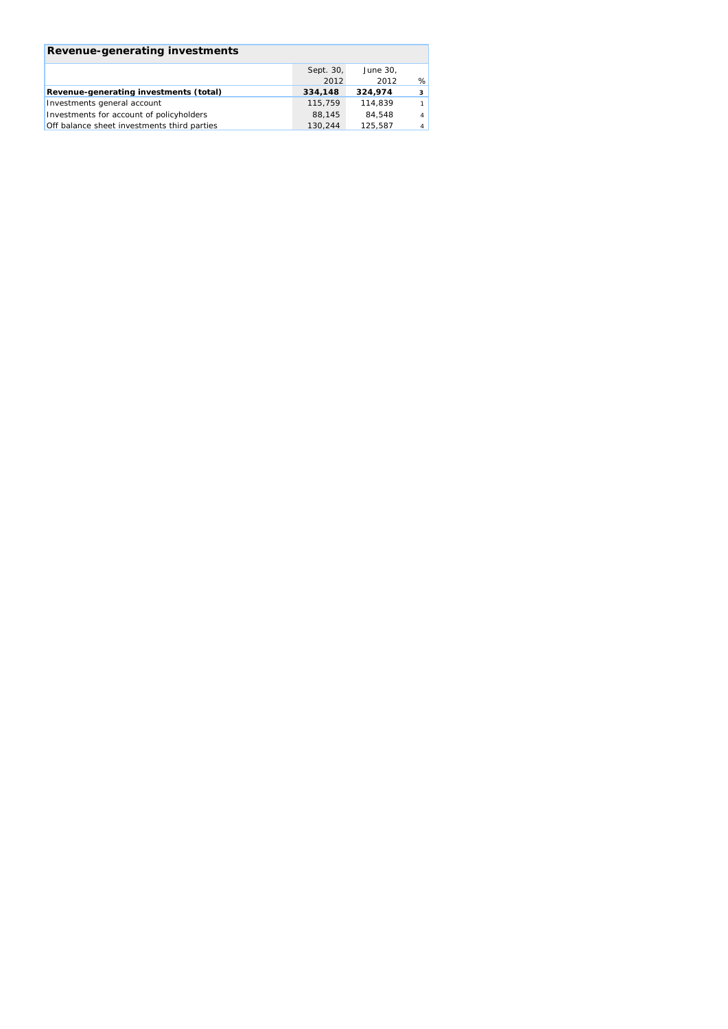## Revenue-generating investments

| | Sept. 30, 2012 | June 30, 2012 | % |
|---|---|---|---|
| **Revenue-generating investments (total)** | **334,148** | **324,974** | **3** |
| Investments general account | 115,759 | 114,839 | 1 |
| Investments for account of policyholders | 88,145 | 84,548 | 4 |
| Off balance sheet investments third parties | 130,244 | 125,587 | 4 |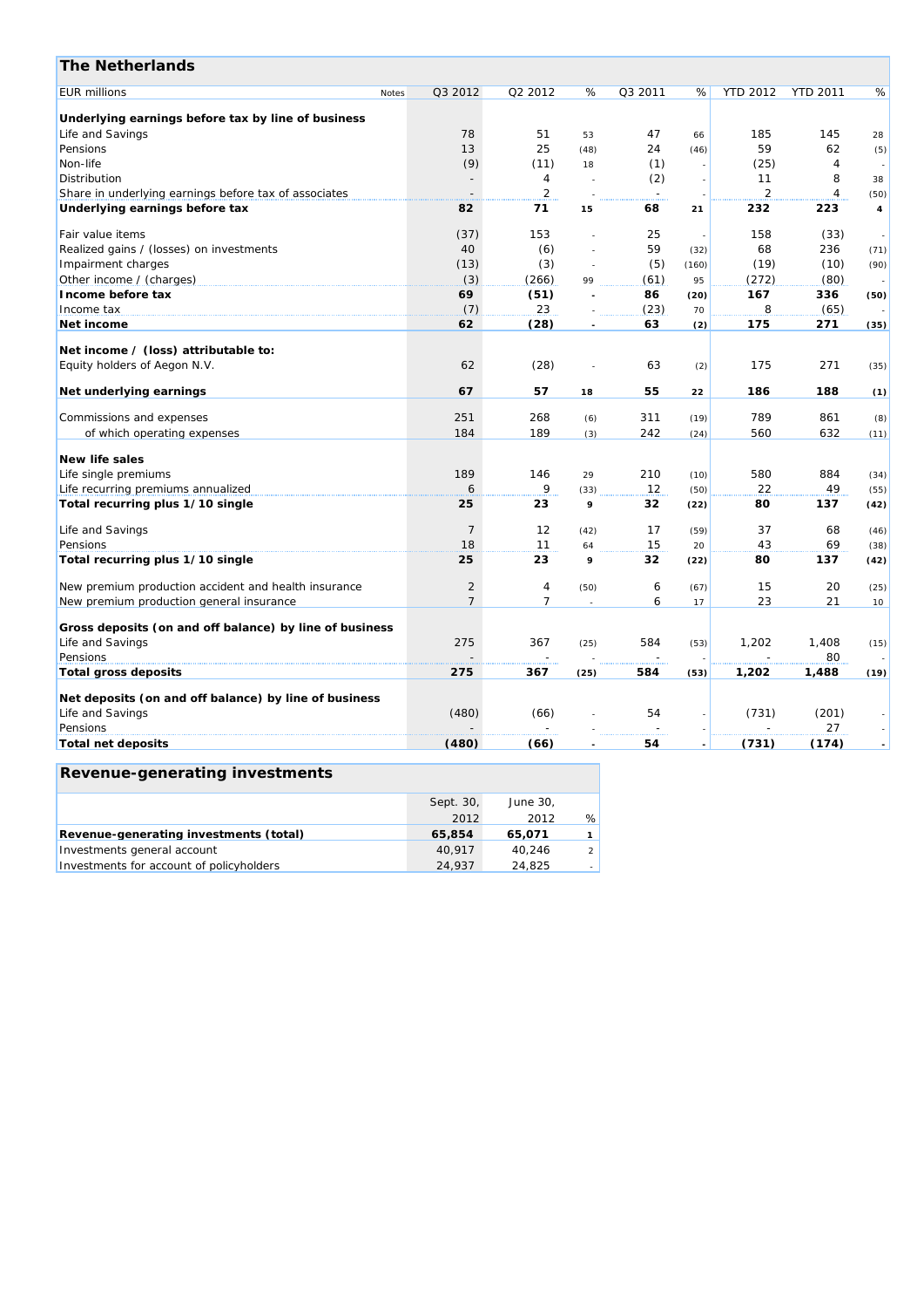## The Netherlands

| EUR millions | Notes | Q3 2012 | Q2 2012 | % | Q3 2011 | % | YTD 2012 | YTD 2011 | % |
|---|---|---|---|---|---|---|---|---|---|
| **Underlying earnings before tax by line of business** | | | | | | | | | |
| Life and Savings | | 78 | 51 | 53 | 47 | 66 | 185 | 145 | 28 |
| Pensions | | 13 | 25 | (48) | 24 | (46) | 59 | 62 | (5) |
| Non-life | | (9) | (11) | 18 | (1) | - | (25) | 4 | - |
| Distribution | | - | 4 | - | (2) | - | 11 | 8 | 38 |
| Share in underlying earnings before tax of associates | | - | 2 | - | - | - | 2 | 4 | (50) |
| **Underlying earnings before tax** | | **82** | **71** | **15** | **68** | **21** | **232** | **223** | **4** |
| Fair value items | | (37) | 153 | - | 25 | - | 158 | (33) | - |
| Realized gains / (losses) on investments | | 40 | (6) | - | 59 | (32) | 68 | 236 | (71) |
| Impairment charges | | (13) | (3) | - | (5) | (160) | (19) | (10) | (90) |
| Other income / (charges) | | (3) | (266) | 99 | (61) | 95 | (272) | (80) | - |
| **Income before tax** | | **69** | **(51)** | **-** | **86** | **(20)** | **167** | **336** | **(50)** |
| Income tax | | (7) | 23 | - | (23) | 70 | 8 | (65) | - |
| **Net income** | | **62** | **(28)** | **-** | **63** | **(2)** | **175** | **271** | **(35)** |
| **Net income / (loss) attributable to:** | | | | | | | | | |
| Equity holders of Aegon N.V. | | 62 | (28) | - | 63 | (2) | 175 | 271 | (35) |
| **Net underlying earnings** | | **67** | **57** | **18** | **55** | **22** | **186** | **188** | **(1)** |
| Commissions and expenses | | 251 | 268 | (6) | 311 | (19) | 789 | 861 | (8) |
| of which operating expenses | | 184 | 189 | (3) | 242 | (24) | 560 | 632 | (11) |
| **New life sales** | | | | | | | | | |
| Life single premiums | | 189 | 146 | 29 | 210 | (10) | 580 | 884 | (34) |
| Life recurring premiums annualized | | 6 | 9 | (33) | 12 | (50) | 22 | 49 | (55) |
| **Total recurring plus 1/10 single** | | **25** | **23** | **9** | **32** | **(22)** | **80** | **137** | **(42)** |
| Life and Savings | | 7 | 12 | (42) | 17 | (59) | 37 | 68 | (46) |
| Pensions | | 18 | 11 | 64 | 15 | 20 | 43 | 69 | (38) |
| **Total recurring plus 1/10 single** | | **25** | **23** | **9** | **32** | **(22)** | **80** | **137** | **(42)** |
| New premium production accident and health insurance | | 2 | 4 | (50) | 6 | (67) | 15 | 20 | (25) |
| New premium production general insurance | | 7 | 7 | - | 6 | 17 | 23 | 21 | 10 |
| **Gross deposits (on and off balance) by line of business** | | | | | | | | | |
| Life and Savings | | 275 | 367 | (25) | 584 | (53) | 1,202 | 1,408 | (15) |
| Pensions | | - | - | - | - | - | - | 80 | - |
| **Total gross deposits** | | **275** | **367** | **(25)** | **584** | **(53)** | **1,202** | **1,488** | **(19)** |
| **Net deposits (on and off balance) by line of business** | | | | | | | | | |
| Life and Savings | | (480) | (66) | - | 54 | - | (731) | (201) | - |
| Pensions | | - | - | - | - | - | - | 27 | - |
| **Total net deposits** | | **(480)** | **(66)** | **-** | **54** | **-** | **(731)** | **(174)** | **-** |

## Revenue-generating investments

| | Sept. 30, 2012 | June 30, 2012 | % |
|---|---|---|---|
| **Revenue-generating investments (total)** | **65,854** | **65,071** | **1** |
| Investments general account | 40,917 | 40,246 | 2 |
| Investments for account of policyholders | 24,937 | 24,825 | - |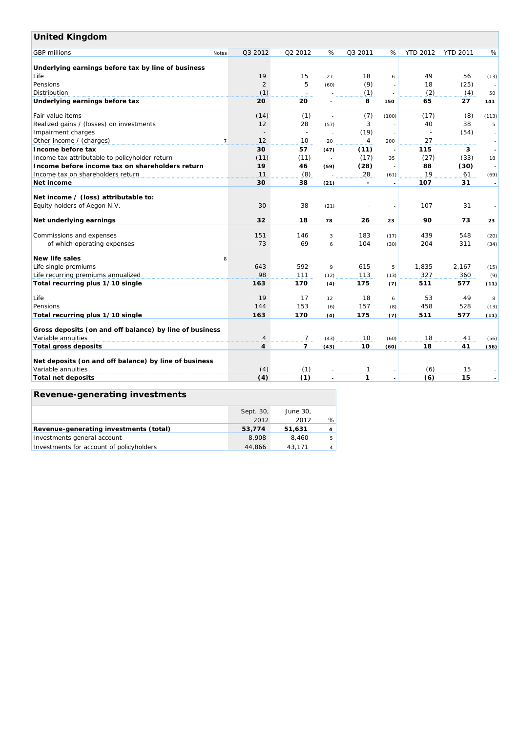## United Kingdom

| GBP millions | Notes | Q3 2012 | Q2 2012 | % | Q3 2011 | % | YTD 2012 | YTD 2011 | % |
|---|---|---|---|---|---|---|---|---|---|
| **Underlying earnings before tax by line of business** | | | | | | | | | |
| Life | | 19 | 15 | 27 | 18 | 6 | 49 | 56 | (13) |
| Pensions | | 2 | 5 | (60) | (9) | - | 18 | (25) | - |
| Distribution | | (1) | - | - | (1) | - | (2) | (4) | 50 |
| **Underlying earnings before tax** | | **20** | **20** | **-** | **8** | **150** | **65** | **27** | **141** |
| Fair value items | | (14) | (1) | - | (7) | (100) | (17) | (8) | (113) |
| Realized gains / (losses) on investments | | 12 | 28 | (57) | 3 | - | 40 | 38 | 5 |
| Impairment charges | | - | - | - | (19) | - | - | (54) | - |
| Other income / (charges) | 7 | 12 | 10 | 20 | 4 | 200 | 27 | - | - |
| **Income before tax** | | **30** | **57** | **(47)** | **(11)** | **-** | **115** | **3** | **-** |
| Income tax attributable to policyholder return | | (11) | (11) | - | (17) | 35 | (27) | (33) | 18 |
| **Income before income tax on shareholders return** | | **19** | **46** | **(59)** | **(28)** | **-** | **88** | **(30)** | **-** |
| Income tax on shareholders return | | 11 | (8) | - | 28 | (61) | 19 | 61 | (69) |
| **Net income** | | **30** | **38** | **(21)** | **-** | **-** | **107** | **31** | **-** |
| **Net income / (loss) attributable to:** | | | | | | | | | |
| Equity holders of Aegon N.V. | | 30 | 38 | (21) | - | - | 107 | 31 | - |
| **Net underlying earnings** | | **32** | **18** | **78** | **26** | **23** | **90** | **73** | **23** |
| Commissions and expenses | | 151 | 146 | 3 | 183 | (17) | 439 | 548 | (20) |
| of which operating expenses | | 73 | 69 | 6 | 104 | (30) | 204 | 311 | (34) |
| **New life sales** | 8 | | | | | | | | |
| Life single premiums | | 643 | 592 | 9 | 615 | 5 | 1,835 | 2,167 | (15) |
| Life recurring premiums annualized | | 98 | 111 | (12) | 113 | (13) | 327 | 360 | (9) |
| **Total recurring plus 1/10 single** | | **163** | **170** | **(4)** | **175** | **(7)** | **511** | **577** | **(11)** |
| Life | | 19 | 17 | 12 | 18 | 6 | 53 | 49 | 8 |
| Pensions | | 144 | 153 | (6) | 157 | (8) | 458 | 528 | (13) |
| **Total recurring plus 1/10 single** | | **163** | **170** | **(4)** | **175** | **(7)** | **511** | **577** | **(11)** |
| **Gross deposits (on and off balance) by line of business** | | | | | | | | | |
| Variable annuities | | 4 | 7 | (43) | 10 | (60) | 18 | 41 | (56) |
| **Total gross deposits** | | **4** | **7** | **(43)** | **10** | **(60)** | **18** | **41** | **(56)** |
| **Net deposits (on and off balance) by line of business** | | | | | | | | | |
| Variable annuities | | (4) | (1) | - | 1 | - | (6) | 15 | - |
| **Total net deposits** | | **(4)** | **(1)** | **-** | **1** | **-** | **(6)** | **15** | **-** |

## Revenue-generating investments

| | Sept. 30, 2012 | June 30, 2012 | % |
|---|---|---|---|
| **Revenue-generating investments (total)** | **53,774** | **51,631** | **4** |
| Investments general account | 8,908 | 8,460 | 5 |
| Investments for account of policyholders | 44,866 | 43,171 | 4 |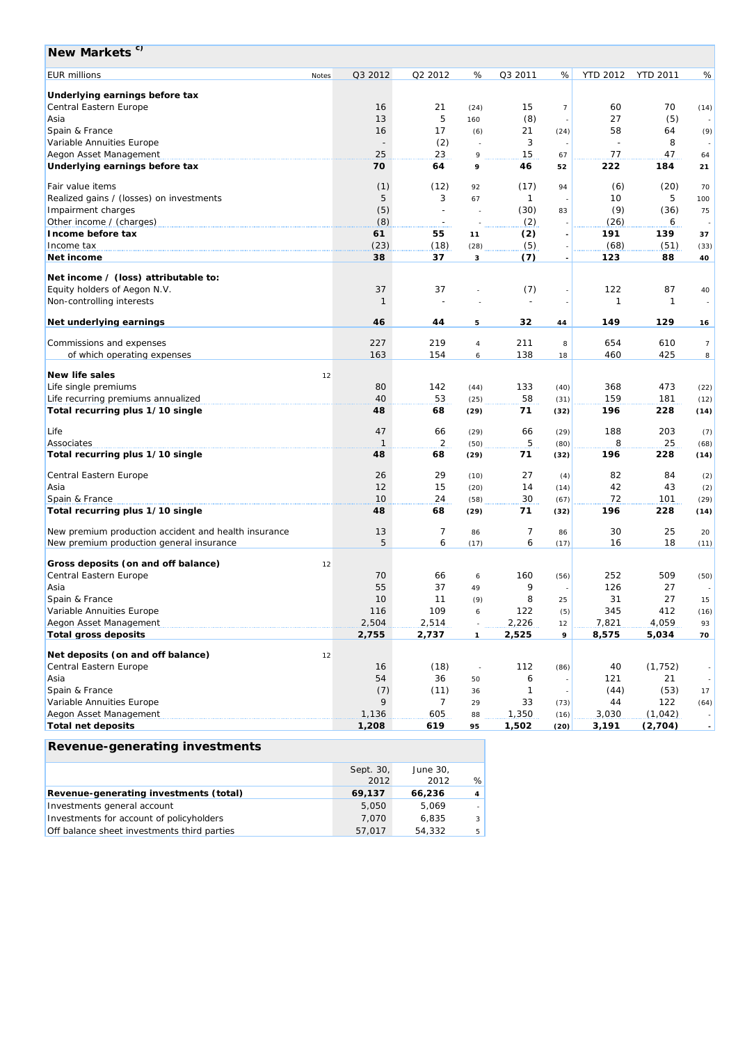## New Markets [c)]

| EUR millions | Notes | Q3 2012 | Q2 2012 | % | Q3 2011 | % | YTD 2012 | YTD 2011 | % |
|---|---|---|---|---|---|---|---|---|---|
| **Underlying earnings before tax** | | | | | | | | | |
| Central Eastern Europe | | 16 | 21 | (24) | 15 | 7 | 60 | 70 | (14) |
| Asia | | 13 | 5 | 160 | (8) | - | 27 | (5) | - |
| Spain & France | | 16 | 17 | (6) | 21 | (24) | 58 | 64 | (9) |
| Variable Annuities Europe | | - | (2) | - | 3 | - | - | 8 | - |
| Aegon Asset Management | | 25 | 23 | 9 | 15 | 67 | 77 | 47 | 64 |
| **Underlying earnings before tax** | | **70** | **64** | **9** | **46** | **52** | **222** | **184** | **21** |
| Fair value items | | (1) | (12) | 92 | (17) | 94 | (6) | (20) | 70 |
| Realized gains / (losses) on investments | | 5 | 3 | 67 | 1 | - | 10 | 5 | 100 |
| Impairment charges | | (5) | - | - | (30) | 83 | (9) | (36) | 75 |
| Other income / (charges) | | (8) | - | - | (2) | - | (26) | 6 | - |
| **Income before tax** | | **61** | **55** | **11** | **(2)** | **-** | **191** | **139** | **37** |
| Income tax | | (23) | (18) | (28) | (5) | - | (68) | (51) | (33) |
| **Net income** | | **38** | **37** | **3** | **(7)** | **-** | **123** | **88** | **40** |
| **Net income / (loss) attributable to:** | | | | | | | | | |
| Equity holders of Aegon N.V. | | 37 | 37 | - | (7) | - | 122 | 87 | 40 |
| Non-controlling interests | | 1 | - | - | - | - | 1 | 1 | - |
| **Net underlying earnings** | | **46** | **44** | **5** | **32** | **44** | **149** | **129** | **16** |
| Commissions and expenses | | 227 | 219 | 4 | 211 | 8 | 654 | 610 | 7 |
| of which operating expenses | | 163 | 154 | 6 | 138 | 18 | 460 | 425 | 8 |
| **New life sales** | 12 | | | | | | | | |
| Life single premiums | | 80 | 142 | (44) | 133 | (40) | 368 | 473 | (22) |
| Life recurring premiums annualized | | 40 | 53 | (25) | 58 | (31) | 159 | 181 | (12) |
| **Total recurring plus 1/10 single** | | **48** | **68** | **(29)** | **71** | **(32)** | **196** | **228** | **(14)** |
| Life | | 47 | 66 | (29) | 66 | (29) | 188 | 203 | (7) |
| Associates | | 1 | 2 | (50) | 5 | (80) | 8 | 25 | (68) |
| **Total recurring plus 1/10 single** | | **48** | **68** | **(29)** | **71** | **(32)** | **196** | **228** | **(14)** |
| Central Eastern Europe | | 26 | 29 | (10) | 27 | (4) | 82 | 84 | (2) |
| Asia | | 12 | 15 | (20) | 14 | (14) | 42 | 43 | (2) |
| Spain & France | | 10 | 24 | (58) | 30 | (67) | 72 | 101 | (29) |
| **Total recurring plus 1/10 single** | | **48** | **68** | **(29)** | **71** | **(32)** | **196** | **228** | **(14)** |
| New premium production accident and health insurance | | 13 | 7 | 86 | 7 | 86 | 30 | 25 | 20 |
| New premium production general insurance | | 5 | 6 | (17) | 6 | (17) | 16 | 18 | (11) |
| **Gross deposits (on and off balance)** | 12 | | | | | | | | |
| Central Eastern Europe | | 70 | 66 | 6 | 160 | (56) | 252 | 509 | (50) |
| Asia | | 55 | 37 | 49 | 9 | - | 126 | 27 | - |
| Spain & France | | 10 | 11 | (9) | 8 | 25 | 31 | 27 | 15 |
| Variable Annuities Europe | | 116 | 109 | 6 | 122 | (5) | 345 | 412 | (16) |
| Aegon Asset Management | | 2,504 | 2,514 | - | 2,226 | 12 | 7,821 | 4,059 | 93 |
| **Total gross deposits** | | **2,755** | **2,737** | **1** | **2,525** | **9** | **8,575** | **5,034** | **70** |
| **Net deposits (on and off balance)** | 12 | | | | | | | | |
| Central Eastern Europe | | 16 | (18) | - | 112 | (86) | 40 | (1,752) | - |
| Asia | | 54 | 36 | 50 | 6 | - | 121 | 21 | - |
| Spain & France | | (7) | (11) | 36 | 1 | - | (44) | (53) | 17 |
| Variable Annuities Europe | | 9 | 7 | 29 | 33 | (73) | 44 | 122 | (64) |
| Aegon Asset Management | | 1,136 | 605 | 88 | 1,350 | (16) | 3,030 | (1,042) | - |
| **Total net deposits** | | **1,208** | **619** | **95** | **1,502** | **(20)** | **3,191** | **(2,704)** | **-** |

## Revenue-generating investments

| | Sept. 30, 2012 | June 30, 2012 | % |
|---|---|---|---|
| **Revenue-generating investments (total)** | **69,137** | **66,236** | **4** |
| Investments general account | 5,050 | 5,069 | - |
| Investments for account of policyholders | 7,070 | 6,835 | 3 |
| Off balance sheet investments third parties | 57,017 | 54,332 | 5 |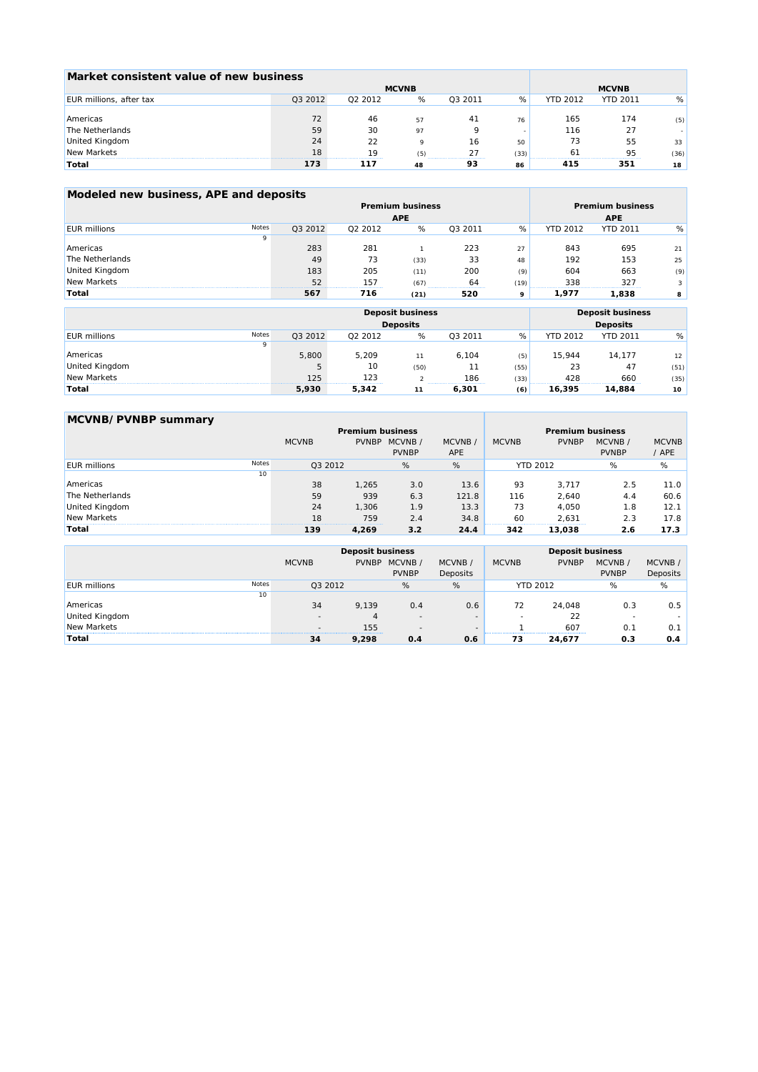## Market consistent value of new business

| EUR millions, after tax | MCVNB | | | | | MCVNB | | |
|---|---|---|---|---|---|---|---|---|
| | Q3 2012 | Q2 2012 | % | Q3 2011 | % | YTD 2012 | YTD 2011 | % |
| Americas | 72 | 46 | 57 | 41 | 76 | 165 | 174 | (5) |
| The Netherlands | 59 | 30 | 97 | 9 | - | 116 | 27 | - |
| United Kingdom | 24 | 22 | 9 | 16 | 50 | 73 | 55 | 33 |
| New Markets | 18 | 19 | (5) | 27 | (33) | 61 | 95 | (36) |
| **Total** | **173** | **117** | **48** | **93** | **86** | **415** | **351** | **18** |

## Modeled new business, APE and deposits

| EUR millions | Notes | Premium business APE | | | | | Premium business APE | | |
|---|---|---|---|---|---|---|---|---|---|
| | | Q3 2012 | Q2 2012 | % | Q3 2011 | % | YTD 2012 | YTD 2011 | % |
| | 9 | | | | | | | | |
| Americas | | 283 | 281 | 1 | 223 | 27 | 843 | 695 | 21 |
| The Netherlands | | 49 | 73 | (33) | 33 | 48 | 192 | 153 | 25 |
| United Kingdom | | 183 | 205 | (11) | 200 | (9) | 604 | 663 | (9) |
| New Markets | | 52 | 157 | (67) | 64 | (19) | 338 | 327 | 3 |
| **Total** | | **567** | **716** | **(21)** | **520** | **9** | **1,977** | **1,838** | **8** |

| EUR millions | Notes | Deposit business Deposits | | | | | Deposit business Deposits | | |
|---|---|---|---|---|---|---|---|---|---|
| | | Q3 2012 | Q2 2012 | % | Q3 2011 | % | YTD 2012 | YTD 2011 | % |
| | 9 | | | | | | | | |
| Americas | | 5,800 | 5,209 | 11 | 6,104 | (5) | 15,944 | 14,177 | 12 |
| United Kingdom | | 5 | 10 | (50) | 11 | (55) | 23 | 47 | (51) |
| New Markets | | 125 | 123 | 2 | 186 | (33) | 428 | 660 | (35) |
| **Total** | | **5,930** | **5,342** | **11** | **6,301** | **(6)** | **16,395** | **14,884** | **10** |

## MCVNB/ PVNBP summary

| | | Premium business | | | | Premium business | | | |
|---|---|---|---|---|---|---|---|---|---|
| | | MCVNB | PVNBP | MCVNB / PVNBP | MCVNB / APE | MCVNB | PVNBP | MCVNB / PVNBP | MCVNB / APE |
| EUR millions | Notes | Q3 2012 | | % | % | YTD 2012 | | % | % |
| | 10 | | | | | | | | |
| Americas | | 38 | 1,265 | 3.0 | 13.6 | 93 | 3,717 | 2.5 | 11.0 |
| The Netherlands | | 59 | 939 | 6.3 | 121.8 | 116 | 2,640 | 4.4 | 60.6 |
| United Kingdom | | 24 | 1,306 | 1.9 | 13.3 | 73 | 4,050 | 1.8 | 12.1 |
| New Markets | | 18 | 759 | 2.4 | 34.8 | 60 | 2,631 | 2.3 | 17.8 |
| **Total** | | **139** | **4,269** | **3.2** | **24.4** | **342** | **13,038** | **2.6** | **17.3** |

| | | Deposit business | | | | Deposit business | | | |
|---|---|---|---|---|---|---|---|---|---|
| | | MCVNB | PVNBP | MCVNB / PVNBP | MCVNB / Deposits | MCVNB | PVNBP | MCVNB / PVNBP | MCVNB / Deposits |
| EUR millions | Notes | Q3 2012 | | % | % | YTD 2012 | | % | % |
| | 10 | | | | | | | | |
| Americas | | 34 | 9,139 | 0.4 | 0.6 | 72 | 24,048 | 0.3 | 0.5 |
| United Kingdom | | - | 4 | - | - | - | 22 | - | - |
| New Markets | | - | 155 | - | - | 1 | 607 | 0.1 | 0.1 |
| **Total** | | **34** | **9,298** | **0.4** | **0.6** | **73** | **24,677** | **0.3** | **0.4** |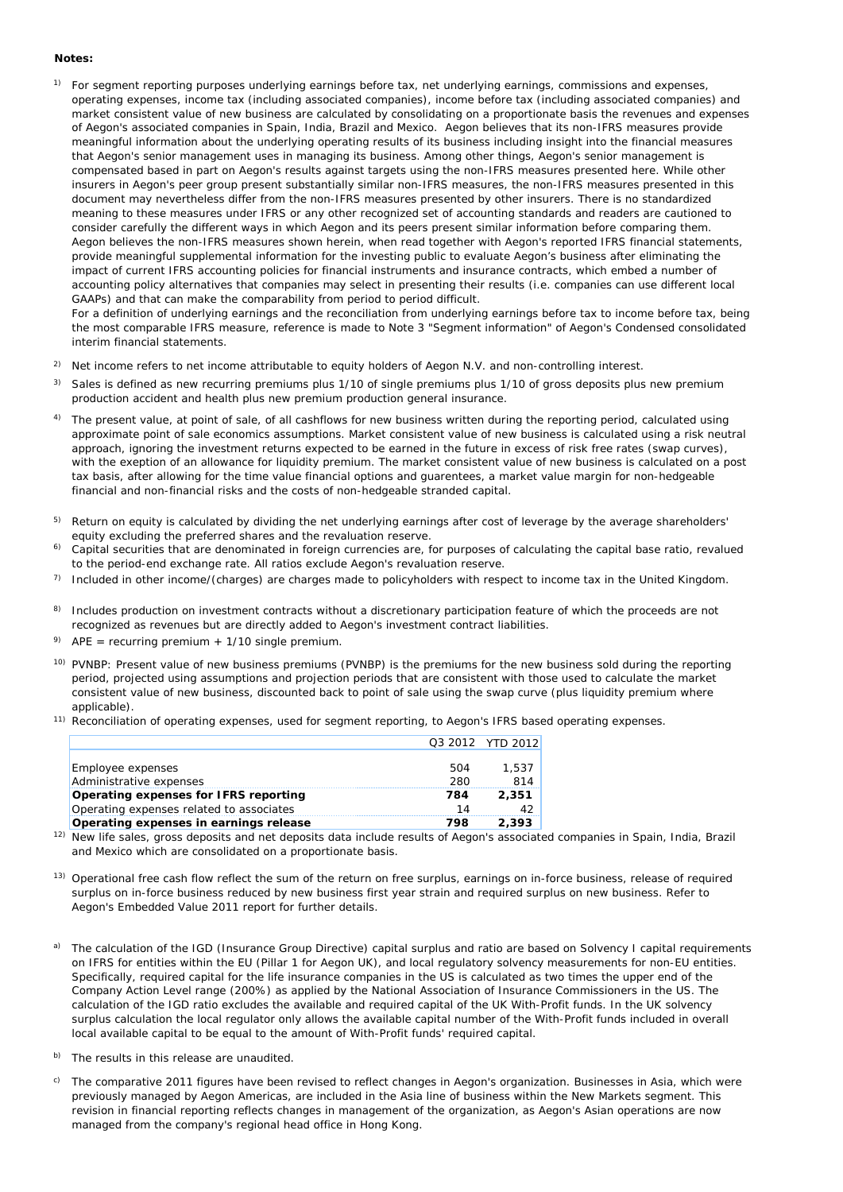**Notes:**

1) For segment reporting purposes underlying earnings before tax, net underlying earnings, commissions and expenses, operating expenses, income tax (including associated companies), income before tax (including associated companies) and market consistent value of new business are calculated by consolidating on a proportionate basis the revenues and expenses of Aegon's associated companies in Spain, India, Brazil and Mexico. Aegon believes that its non-IFRS measures provide meaningful information about the underlying operating results of its business including insight into the financial measures that Aegon's senior management uses in managing its business. Among other things, Aegon's senior management is compensated based in part on Aegon's results against targets using the non-IFRS measures presented here. While other insurers in Aegon's peer group present substantially similar non-IFRS measures, the non-IFRS measures presented in this document may nevertheless differ from the non-IFRS measures presented by other insurers. There is no standardized meaning to these measures under IFRS or any other recognized set of accounting standards and readers are cautioned to consider carefully the different ways in which Aegon and its peers present similar information before comparing them. Aegon believes the non-IFRS measures shown herein, when read together with Aegon's reported IFRS financial statements, provide meaningful supplemental information for the investing public to evaluate Aegon's business after eliminating the impact of current IFRS accounting policies for financial instruments and insurance contracts, which embed a number of accounting policy alternatives that companies may select in presenting their results (i.e. companies can use different local GAAPs) and that can make the comparability from period to period difficult.
For a definition of underlying earnings and the reconciliation from underlying earnings before tax to income before tax, being the most comparable IFRS measure, reference is made to Note 3 "Segment information" of Aegon's Condensed consolidated interim financial statements.

2) Net income refers to net income attributable to equity holders of Aegon N.V. and non-controlling interest.

3) Sales is defined as new recurring premiums plus 1/10 of single premiums plus 1/10 of gross deposits plus new premium production accident and health plus new premium production general insurance.

4) The present value, at point of sale, of all cashflows for new business written during the reporting period, calculated using approximate point of sale economics assumptions. Market consistent value of new business is calculated using a risk neutral approach, ignoring the investment returns expected to be earned in the future in excess of risk free rates (swap curves), with the exeption of an allowance for liquidity premium. The market consistent value of new business is calculated on a post tax basis, after allowing for the time value financial options and guarentees, a market value margin for non-hedgeable financial and non-financial risks and the costs of non-hedgeable stranded capital.

5) Return on equity is calculated by dividing the net underlying earnings after cost of leverage by the average shareholders' equity excluding the preferred shares and the revaluation reserve.

6) Capital securities that are denominated in foreign currencies are, for purposes of calculating the capital base ratio, revalued to the period-end exchange rate. All ratios exclude Aegon's revaluation reserve.

7) Included in other income/(charges) are charges made to policyholders with respect to income tax in the United Kingdom.

8) Includes production on investment contracts without a discretionary participation feature of which the proceeds are not recognized as revenues but are directly added to Aegon's investment contract liabilities.

9) APE = recurring premium + 1/10 single premium.

10) PVNBP: Present value of new business premiums (PVNBP) is the premiums for the new business sold during the reporting period, projected using assumptions and projection periods that are consistent with those used to calculate the market consistent value of new business, discounted back to point of sale using the swap curve (plus liquidity premium where applicable).

11) Reconciliation of operating expenses, used for segment reporting, to Aegon's IFRS based operating expenses.

| | Q3 2012 | YTD 2012 |
|---|---|---|
| Employee expenses | 504 | 1,537 |
| Administrative expenses | 280 | 814 |
| **Operating expenses for IFRS reporting** | **784** | **2,351** |
| Operating expenses related to associates | 14 | 42 |
| **Operating expenses in earnings release** | **798** | **2,393** |

12) New life sales, gross deposits and net deposits data include results of Aegon's associated companies in Spain, India, Brazil and Mexico which are consolidated on a proportionate basis.

13) Operational free cash flow reflect the sum of the return on free surplus, earnings on in-force business, release of required surplus on in-force business reduced by new business first year strain and required surplus on new business. Refer to Aegon's Embedded Value 2011 report for further details.

a) The calculation of the IGD (Insurance Group Directive) capital surplus and ratio are based on Solvency I capital requirements on IFRS for entities within the EU (Pillar 1 for Aegon UK), and local regulatory solvency measurements for non-EU entities. Specifically, required capital for the life insurance companies in the US is calculated as two times the upper end of the Company Action Level range (200%) as applied by the National Association of Insurance Commissioners in the US. The calculation of the IGD ratio excludes the available and required capital of the UK With-Profit funds. In the UK solvency surplus calculation the local regulator only allows the available capital number of the With-Profit funds included in overall local available capital to be equal to the amount of With-Profit funds' required capital.

b) The results in this release are unaudited.

c) The comparative 2011 figures have been revised to reflect changes in Aegon's organization. Businesses in Asia, which were previously managed by Aegon Americas, are included in the Asia line of business within the New Markets segment. This revision in financial reporting reflects changes in management of the organization, as Aegon's Asian operations are now managed from the company's regional head office in Hong Kong.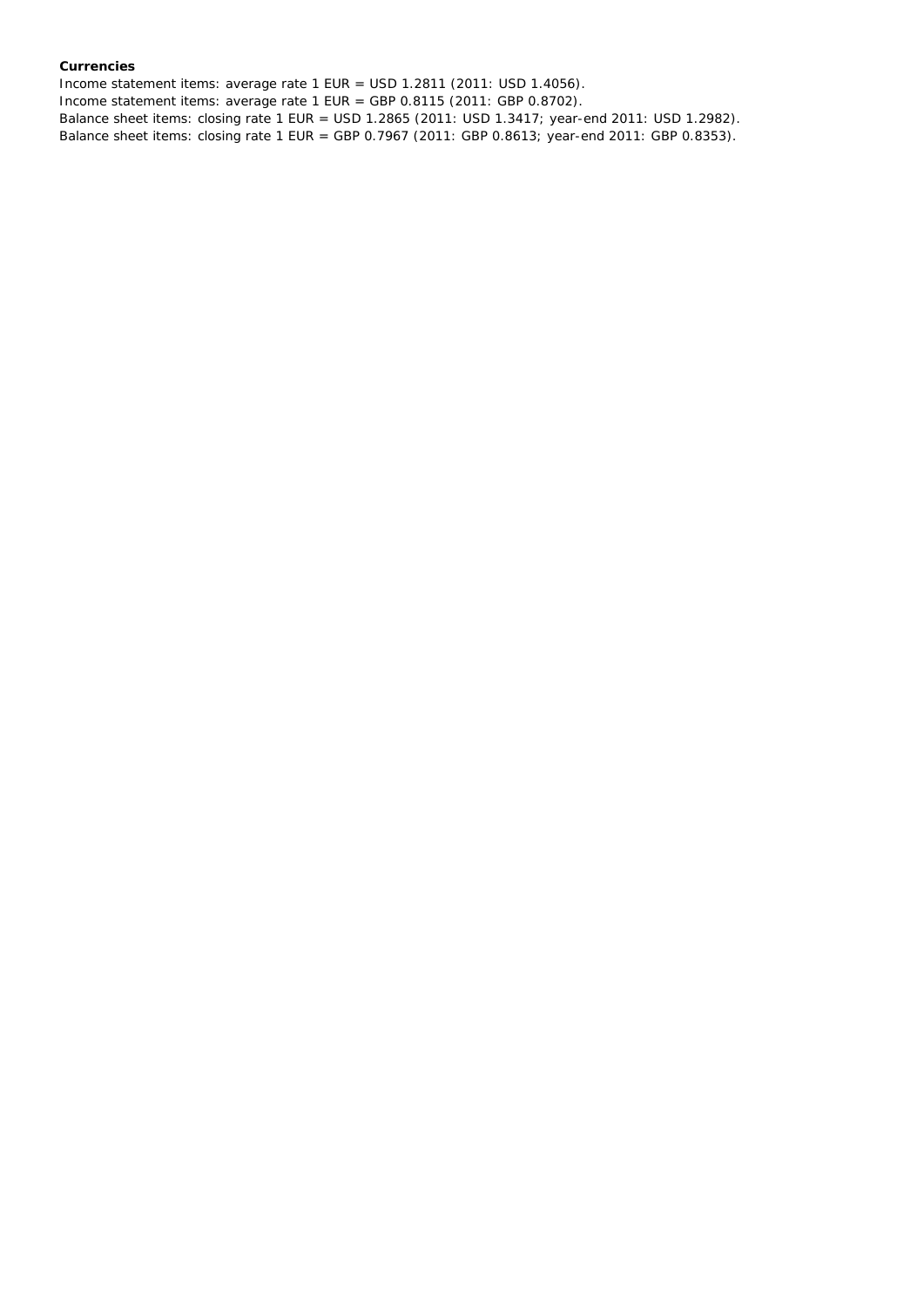**Currencies**

Income statement items: average rate 1 EUR = USD 1.2811 (2011: USD 1.4056).
Income statement items: average rate 1 EUR = GBP 0.8115 (2011: GBP 0.8702).
Balance sheet items: closing rate 1 EUR = USD 1.2865 (2011: USD 1.3417; year-end 2011: USD 1.2982).
Balance sheet items: closing rate 1 EUR = GBP 0.7967 (2011: GBP 0.8613; year-end 2011: GBP 0.8353).